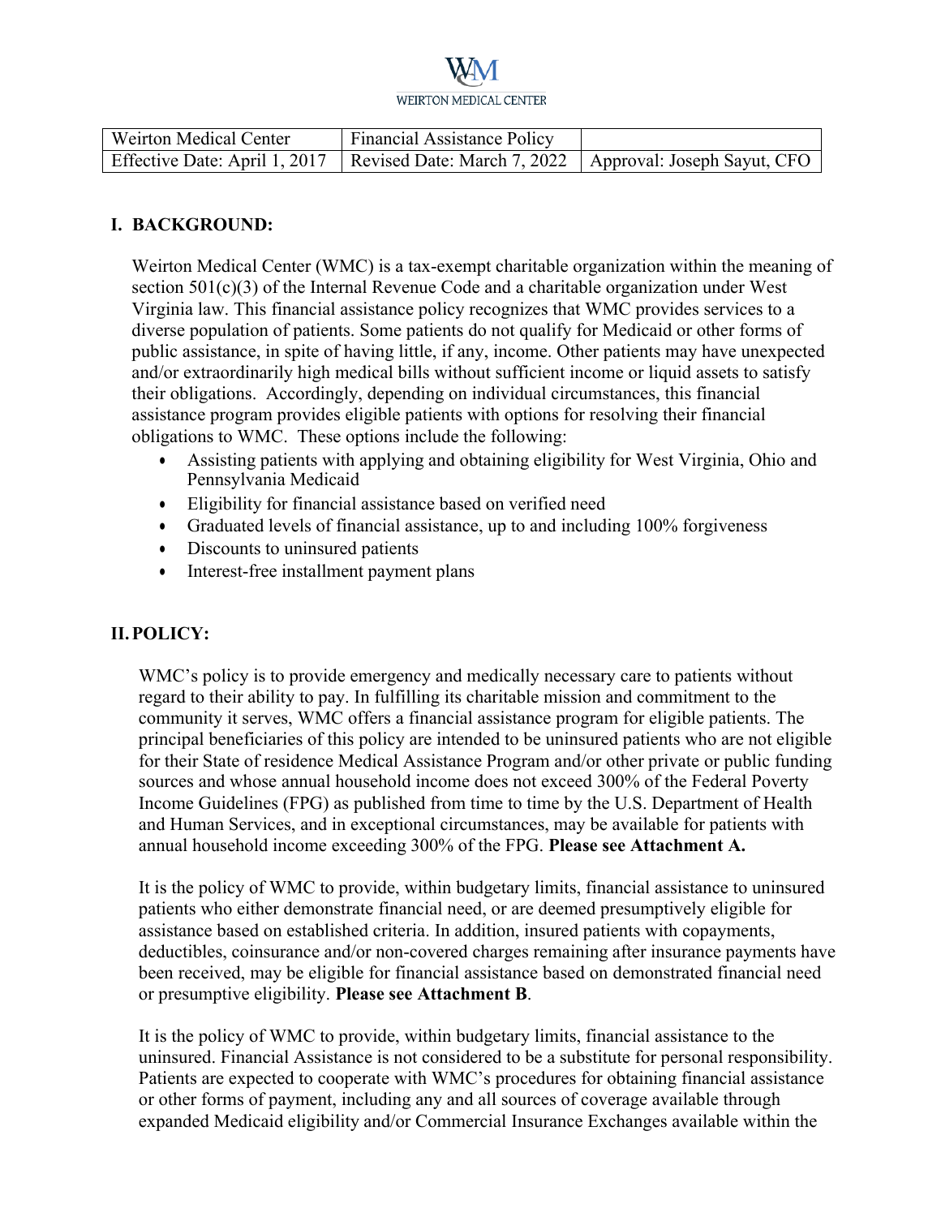WEIRTON MEDICAL CENTER

| Weirton Medical Center | Financial Assistance Policy | |
|---|---|---|
| Effective Date: April 1, 2017 | Revised Date: March 7, 2022 | Approval: Joseph Sayut, CFO |

## I. BACKGROUND:

Weirton Medical Center (WMC) is a tax-exempt charitable organization within the meaning of section 501(c)(3) of the Internal Revenue Code and a charitable organization under West Virginia law. This financial assistance policy recognizes that WMC provides services to a diverse population of patients. Some patients do not qualify for Medicaid or other forms of public assistance, in spite of having little, if any, income. Other patients may have unexpected and/or extraordinarily high medical bills without sufficient income or liquid assets to satisfy their obligations. Accordingly, depending on individual circumstances, this financial assistance program provides eligible patients with options for resolving their financial obligations to WMC. These options include the following:

- Assisting patients with applying and obtaining eligibility for West Virginia, Ohio and Pennsylvania Medicaid
- Eligibility for financial assistance based on verified need
- Graduated levels of financial assistance, up to and including 100% forgiveness
- Discounts to uninsured patients
- Interest-free installment payment plans

## II. POLICY:

WMC's policy is to provide emergency and medically necessary care to patients without regard to their ability to pay. In fulfilling its charitable mission and commitment to the community it serves, WMC offers a financial assistance program for eligible patients. The principal beneficiaries of this policy are intended to be uninsured patients who are not eligible for their State of residence Medical Assistance Program and/or other private or public funding sources and whose annual household income does not exceed 300% of the Federal Poverty Income Guidelines (FPG) as published from time to time by the U.S. Department of Health and Human Services, and in exceptional circumstances, may be available for patients with annual household income exceeding 300% of the FPG. **Please see Attachment A.**

It is the policy of WMC to provide, within budgetary limits, financial assistance to uninsured patients who either demonstrate financial need, or are deemed presumptively eligible for assistance based on established criteria. In addition, insured patients with copayments, deductibles, coinsurance and/or non-covered charges remaining after insurance payments have been received, may be eligible for financial assistance based on demonstrated financial need or presumptive eligibility. **Please see Attachment B**.

It is the policy of WMC to provide, within budgetary limits, financial assistance to the uninsured. Financial Assistance is not considered to be a substitute for personal responsibility. Patients are expected to cooperate with WMC's procedures for obtaining financial assistance or other forms of payment, including any and all sources of coverage available through expanded Medicaid eligibility and/or Commercial Insurance Exchanges available within the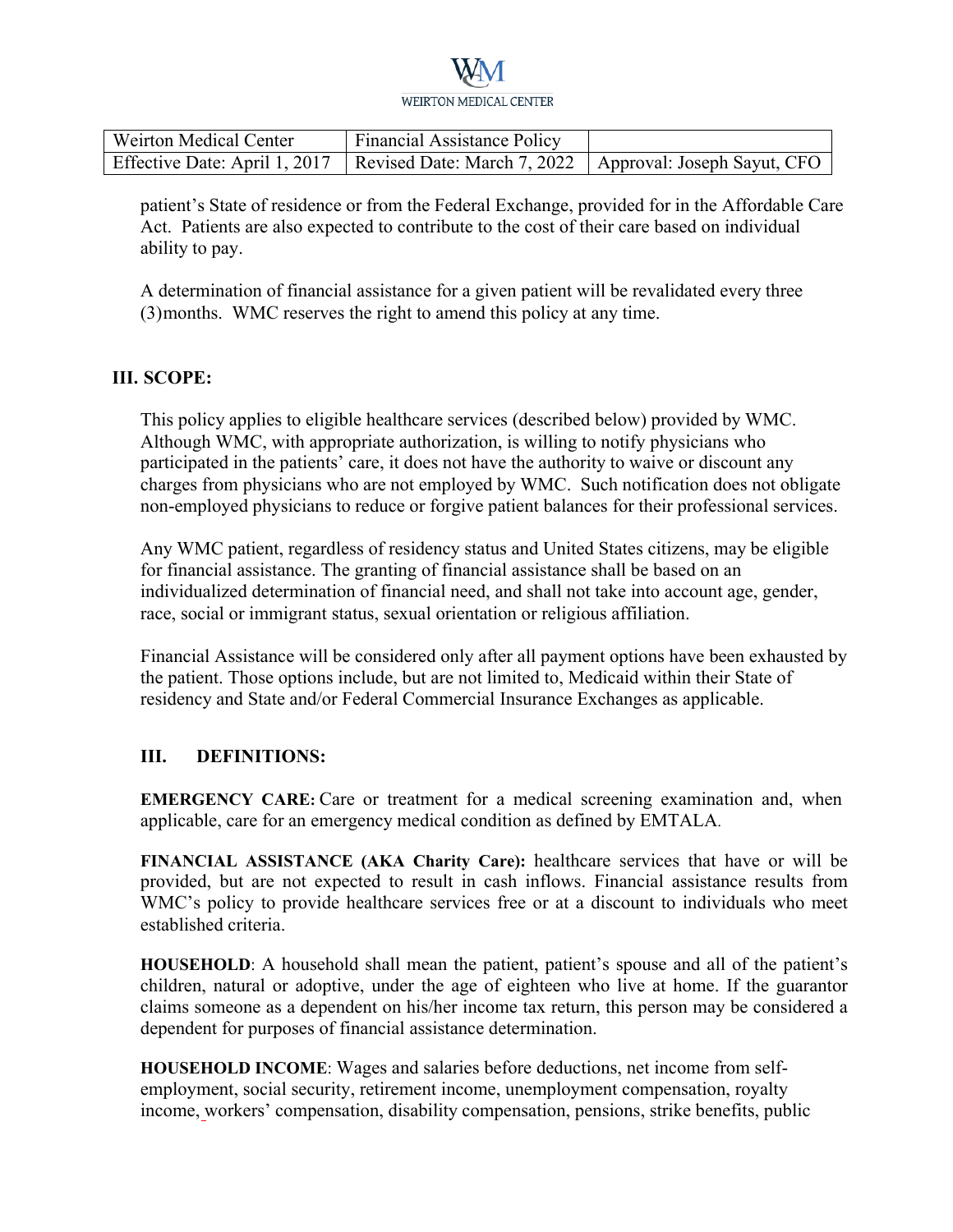patient's State of residence or from the Federal Exchange, provided for in the Affordable Care Act. Patients are also expected to contribute to the cost of their care based on individual ability to pay.

A determination of financial assistance for a given patient will be revalidated every three (3)months. WMC reserves the right to amend this policy at any time.

## III. SCOPE:

This policy applies to eligible healthcare services (described below) provided by WMC. Although WMC, with appropriate authorization, is willing to notify physicians who participated in the patients' care, it does not have the authority to waive or discount any charges from physicians who are not employed by WMC. Such notification does not obligate non-employed physicians to reduce or forgive patient balances for their professional services.

Any WMC patient, regardless of residency status and United States citizens, may be eligible for financial assistance. The granting of financial assistance shall be based on an individualized determination of financial need, and shall not take into account age, gender, race, social or immigrant status, sexual orientation or religious affiliation.

Financial Assistance will be considered only after all payment options have been exhausted by the patient. Those options include, but are not limited to, Medicaid within their State of residency and State and/or Federal Commercial Insurance Exchanges as applicable.

## III. DEFINITIONS:

**EMERGENCY CARE:** Care or treatment for a medical screening examination and, when applicable, care for an emergency medical condition as defined by EMTALA.

**FINANCIAL ASSISTANCE (AKA Charity Care):** healthcare services that have or will be provided, but are not expected to result in cash inflows. Financial assistance results from WMC's policy to provide healthcare services free or at a discount to individuals who meet established criteria.

**HOUSEHOLD**: A household shall mean the patient, patient's spouse and all of the patient's children, natural or adoptive, under the age of eighteen who live at home. If the guarantor claims someone as a dependent on his/her income tax return, this person may be considered a dependent for purposes of financial assistance determination.

**HOUSEHOLD INCOME**: Wages and salaries before deductions, net income from self-employment, social security, retirement income, unemployment compensation, royalty income, workers' compensation, disability compensation, pensions, strike benefits, public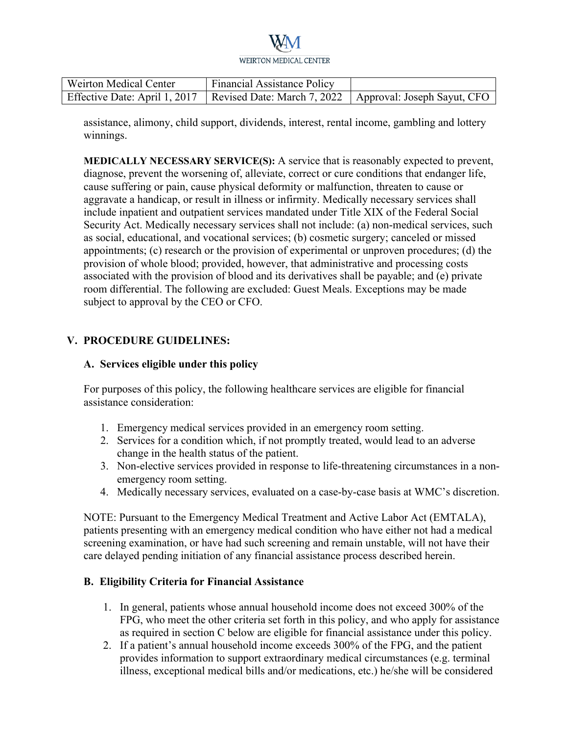assistance, alimony, child support, dividends, interest, rental income, gambling and lottery winnings.

**MEDICALLY NECESSARY SERVICE(S):** A service that is reasonably expected to prevent, diagnose, prevent the worsening of, alleviate, correct or cure conditions that endanger life, cause suffering or pain, cause physical deformity or malfunction, threaten to cause or aggravate a handicap, or result in illness or infirmity. Medically necessary services shall include inpatient and outpatient services mandated under Title XIX of the Federal Social Security Act. Medically necessary services shall not include: (a) non-medical services, such as social, educational, and vocational services; (b) cosmetic surgery; canceled or missed appointments; (c) research or the provision of experimental or unproven procedures; (d) the provision of whole blood; provided, however, that administrative and processing costs associated with the provision of blood and its derivatives shall be payable; and (e) private room differential. The following are excluded: Guest Meals. Exceptions may be made subject to approval by the CEO or CFO.

## V. PROCEDURE GUIDELINES:

### A. Services eligible under this policy

For purposes of this policy, the following healthcare services are eligible for financial assistance consideration:

1. Emergency medical services provided in an emergency room setting.
2. Services for a condition which, if not promptly treated, would lead to an adverse change in the health status of the patient.
3. Non-elective services provided in response to life-threatening circumstances in a non-emergency room setting.
4. Medically necessary services, evaluated on a case-by-case basis at WMC's discretion.

NOTE: Pursuant to the Emergency Medical Treatment and Active Labor Act (EMTALA), patients presenting with an emergency medical condition who have either not had a medical screening examination, or have had such screening and remain unstable, will not have their care delayed pending initiation of any financial assistance process described herein.

### B. Eligibility Criteria for Financial Assistance

1. In general, patients whose annual household income does not exceed 300% of the FPG, who meet the other criteria set forth in this policy, and who apply for assistance as required in section C below are eligible for financial assistance under this policy.
2. If a patient's annual household income exceeds 300% of the FPG, and the patient provides information to support extraordinary medical circumstances (e.g. terminal illness, exceptional medical bills and/or medications, etc.) he/she will be considered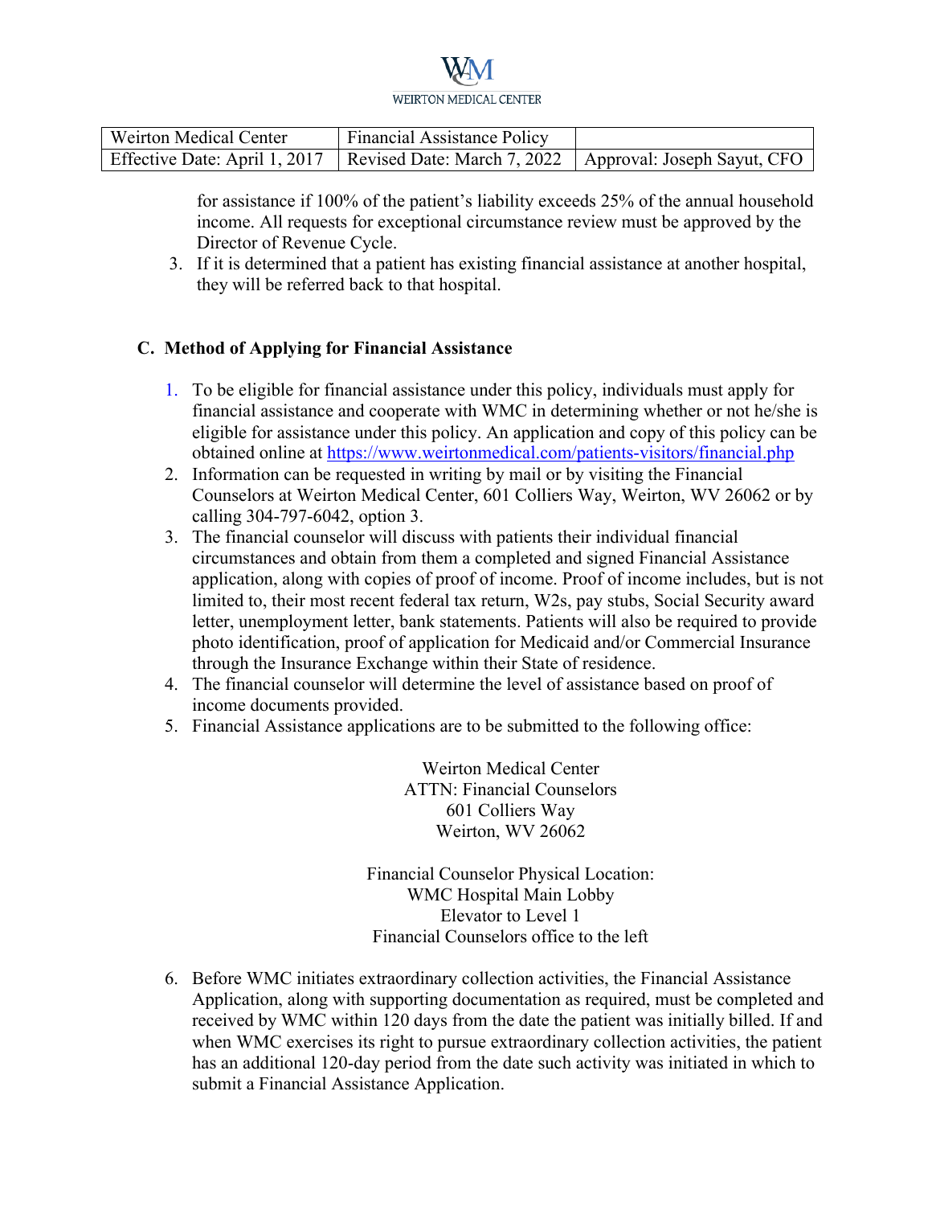for assistance if 100% of the patient's liability exceeds 25% of the annual household income. All requests for exceptional circumstance review must be approved by the Director of Revenue Cycle.

3. If it is determined that a patient has existing financial assistance at another hospital, they will be referred back to that hospital.

## C. Method of Applying for Financial Assistance

1. To be eligible for financial assistance under this policy, individuals must apply for financial assistance and cooperate with WMC in determining whether or not he/she is eligible for assistance under this policy. An application and copy of this policy can be obtained online at https://www.weirtonmedical.com/patients-visitors/financial.php
2. Information can be requested in writing by mail or by visiting the Financial Counselors at Weirton Medical Center, 601 Colliers Way, Weirton, WV 26062 or by calling 304-797-6042, option 3.
3. The financial counselor will discuss with patients their individual financial circumstances and obtain from them a completed and signed Financial Assistance application, along with copies of proof of income. Proof of income includes, but is not limited to, their most recent federal tax return, W2s, pay stubs, Social Security award letter, unemployment letter, bank statements. Patients will also be required to provide photo identification, proof of application for Medicaid and/or Commercial Insurance through the Insurance Exchange within their State of residence.
4. The financial counselor will determine the level of assistance based on proof of income documents provided.
5. Financial Assistance applications are to be submitted to the following office:

   Weirton Medical Center
   ATTN: Financial Counselors
   601 Colliers Way
   Weirton, WV 26062

   Financial Counselor Physical Location:
   WMC Hospital Main Lobby
   Elevator to Level 1
   Financial Counselors office to the left

6. Before WMC initiates extraordinary collection activities, the Financial Assistance Application, along with supporting documentation as required, must be completed and received by WMC within 120 days from the date the patient was initially billed. If and when WMC exercises its right to pursue extraordinary collection activities, the patient has an additional 120-day period from the date such activity was initiated in which to submit a Financial Assistance Application.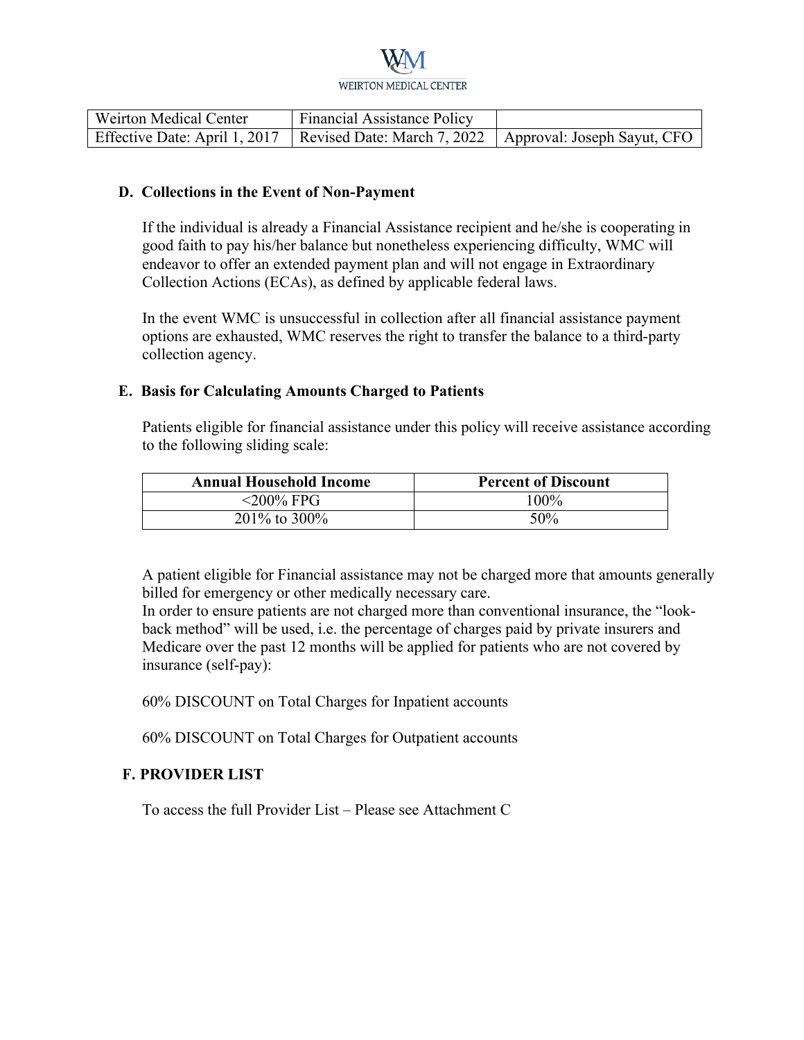| | | |
|---|---|---|
| Weirton Medical Center | Financial Assistance Policy | |
| Effective Date: April 1, 2017 | Revised Date: March 7, 2022 | Approval: Joseph Sayut, CFO |

### D. Collections in the Event of Non-Payment

If the individual is already a Financial Assistance recipient and he/she is cooperating in good faith to pay his/her balance but nonetheless experiencing difficulty, WMC will endeavor to offer an extended payment plan and will not engage in Extraordinary Collection Actions (ECAs), as defined by applicable federal laws.

In the event WMC is unsuccessful in collection after all financial assistance payment options are exhausted, WMC reserves the right to transfer the balance to a third-party collection agency.

### E. Basis for Calculating Amounts Charged to Patients

Patients eligible for financial assistance under this policy will receive assistance according to the following sliding scale:

| Annual Household Income | Percent of Discount |
|---|---|
| <200% FPG | 100% |
| 201% to 300% | 50% |

A patient eligible for Financial assistance may not be charged more that amounts generally billed for emergency or other medically necessary care.
In order to ensure patients are not charged more than conventional insurance, the "look-back method" will be used, i.e. the percentage of charges paid by private insurers and Medicare over the past 12 months will be applied for patients who are not covered by insurance (self-pay):

60% DISCOUNT on Total Charges for Inpatient accounts

60% DISCOUNT on Total Charges for Outpatient accounts

### F. PROVIDER LIST

To access the full Provider List – Please see Attachment C